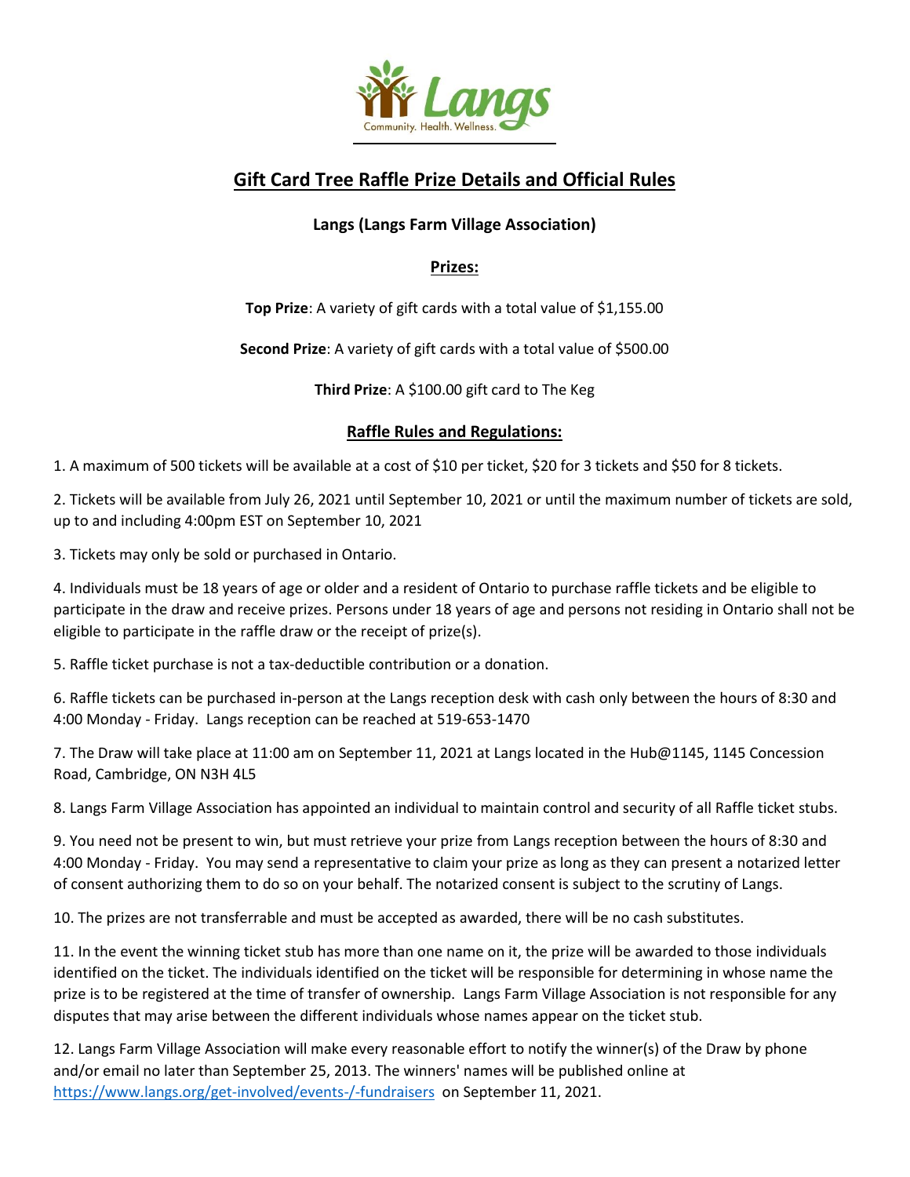Langs

Community. Health. Wellness.

# Gift Card Tree Raffle Prize Details and Official Rules

**Langs (Langs Farm Village Association)**

## Prizes:

**Top Prize**: A variety of gift cards with a total value of $1,155.00

**Second Prize**: A variety of gift cards with a total value of $500.00

**Third Prize**: A $100.00 gift card to The Keg

## Raffle Rules and Regulations:

1. A maximum of 500 tickets will be available at a cost of $10 per ticket, $20 for 3 tickets and $50 for 8 tickets.

2. Tickets will be available from July 26, 2021 until September 10, 2021 or until the maximum number of tickets are sold, up to and including 4:00pm EST on September 10, 2021

3. Tickets may only be sold or purchased in Ontario.

4. Individuals must be 18 years of age or older and a resident of Ontario to purchase raffle tickets and be eligible to participate in the draw and receive prizes. Persons under 18 years of age and persons not residing in Ontario shall not be eligible to participate in the raffle draw or the receipt of prize(s).

5. Raffle ticket purchase is not a tax-deductible contribution or a donation.

6. Raffle tickets can be purchased in-person at the Langs reception desk with cash only between the hours of 8:30 and 4:00 Monday - Friday. Langs reception can be reached at 519-653-1470

7. The Draw will take place at 11:00 am on September 11, 2021 at Langs located in the Hub@1145, 1145 Concession Road, Cambridge, ON N3H 4L5

8. Langs Farm Village Association has appointed an individual to maintain control and security of all Raffle ticket stubs.

9. You need not be present to win, but must retrieve your prize from Langs reception between the hours of 8:30 and 4:00 Monday - Friday. You may send a representative to claim your prize as long as they can present a notarized letter of consent authorizing them to do so on your behalf. The notarized consent is subject to the scrutiny of Langs.

10. The prizes are not transferrable and must be accepted as awarded, there will be no cash substitutes.

11. In the event the winning ticket stub has more than one name on it, the prize will be awarded to those individuals identified on the ticket. The individuals identified on the ticket will be responsible for determining in whose name the prize is to be registered at the time of transfer of ownership. Langs Farm Village Association is not responsible for any disputes that may arise between the different individuals whose names appear on the ticket stub.

12. Langs Farm Village Association will make every reasonable effort to notify the winner(s) of the Draw by phone and/or email no later than September 25, 2013. The winners' names will be published online at https://www.langs.org/get-involved/events-/-fundraisers on September 11, 2021.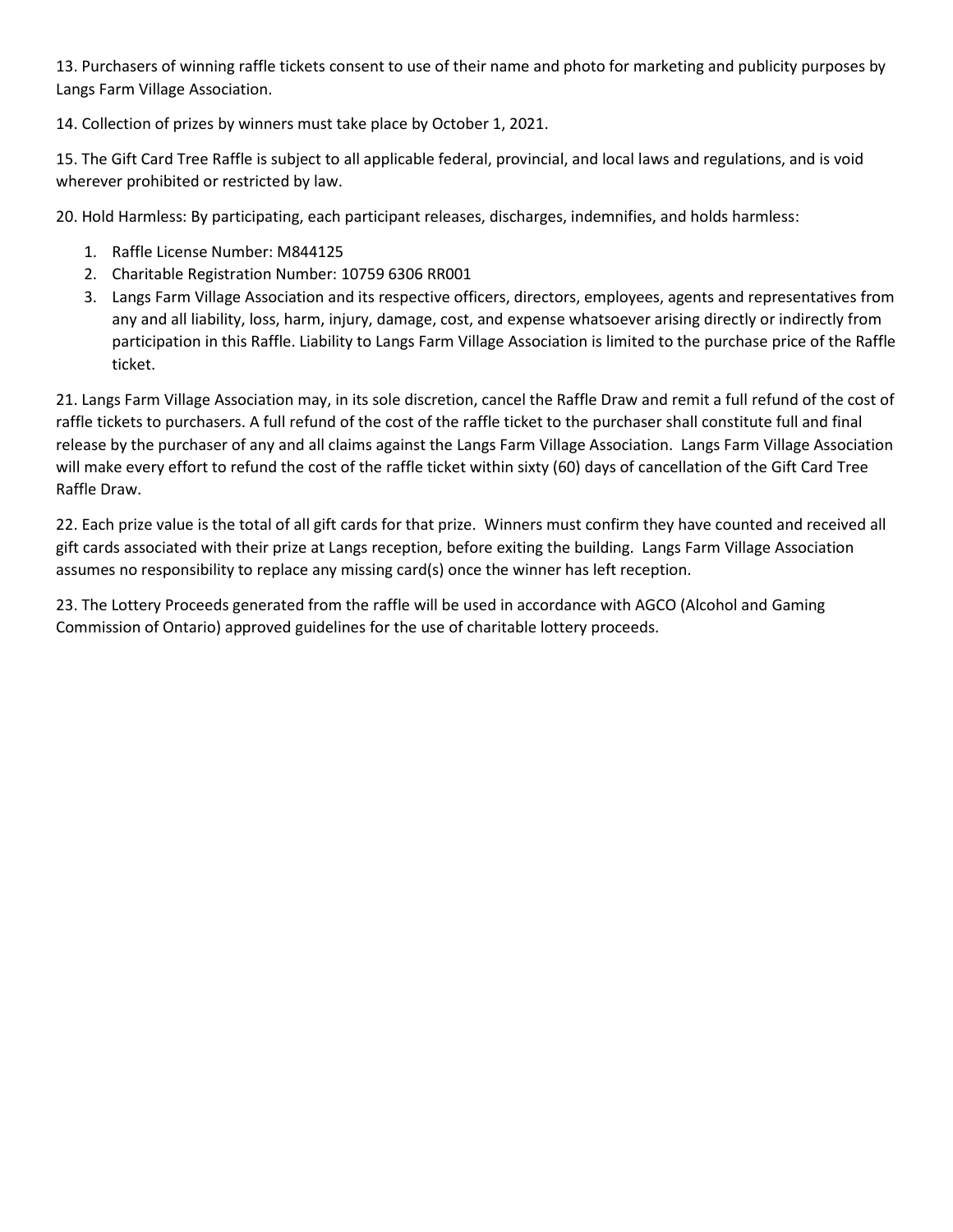13. Purchasers of winning raffle tickets consent to use of their name and photo for marketing and publicity purposes by Langs Farm Village Association.

14. Collection of prizes by winners must take place by October 1, 2021.

15. The Gift Card Tree Raffle is subject to all applicable federal, provincial, and local laws and regulations, and is void wherever prohibited or restricted by law.

20. Hold Harmless: By participating, each participant releases, discharges, indemnifies, and holds harmless:

1. Raffle License Number: M844125
2. Charitable Registration Number: 10759 6306 RR001
3. Langs Farm Village Association and its respective officers, directors, employees, agents and representatives from any and all liability, loss, harm, injury, damage, cost, and expense whatsoever arising directly or indirectly from participation in this Raffle. Liability to Langs Farm Village Association is limited to the purchase price of the Raffle ticket.

21. Langs Farm Village Association may, in its sole discretion, cancel the Raffle Draw and remit a full refund of the cost of raffle tickets to purchasers. A full refund of the cost of the raffle ticket to the purchaser shall constitute full and final release by the purchaser of any and all claims against the Langs Farm Village Association. Langs Farm Village Association will make every effort to refund the cost of the raffle ticket within sixty (60) days of cancellation of the Gift Card Tree Raffle Draw.

22. Each prize value is the total of all gift cards for that prize. Winners must confirm they have counted and received all gift cards associated with their prize at Langs reception, before exiting the building. Langs Farm Village Association assumes no responsibility to replace any missing card(s) once the winner has left reception.

23. The Lottery Proceeds generated from the raffle will be used in accordance with AGCO (Alcohol and Gaming Commission of Ontario) approved guidelines for the use of charitable lottery proceeds.